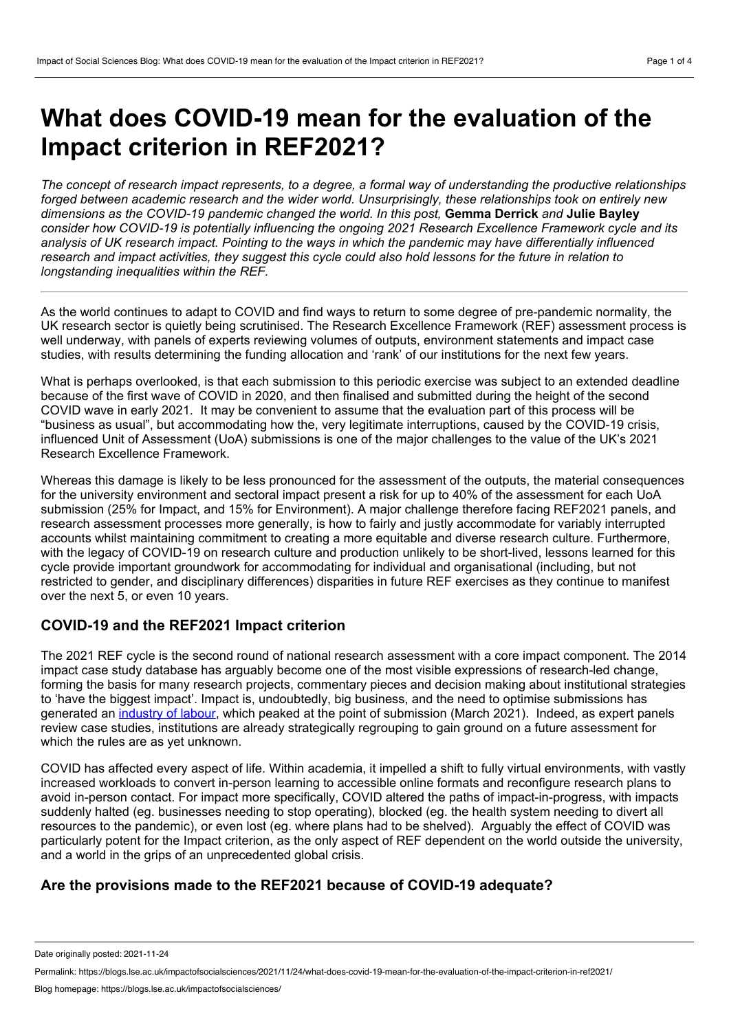# What does COVID-19 mean for the evaluation of the Impact criterion in REF2021?

*The concept of research impact represents, to a degree, a formal way of understanding the productive relationships forged between academic research and the wider world. Unsurprisingly, these relationships took on entirely new dimensions as the COVID-19 pandemic changed the world. In this post,* **Gemma Derrick** *and* **Julie Bayley** *consider how COVID-19 is potentially influencing the ongoing 2021 Research Excellence Framework cycle and its analysis of UK research impact. Pointing to the ways in which the pandemic may have differentially influenced research and impact activities, they suggest this cycle could also hold lessons for the future in relation to longstanding inequalities within the REF.*

---

As the world continues to adapt to COVID and find ways to return to some degree of pre-pandemic normality, the UK research sector is quietly being scrutinised. The Research Excellence Framework (REF) assessment process is well underway, with panels of experts reviewing volumes of outputs, environment statements and impact case studies, with results determining the funding allocation and 'rank' of our institutions for the next few years.

What is perhaps overlooked, is that each submission to this periodic exercise was subject to an extended deadline because of the first wave of COVID in 2020, and then finalised and submitted during the height of the second COVID wave in early 2021. It may be convenient to assume that the evaluation part of this process will be "business as usual", but accommodating how the, very legitimate interruptions, caused by the COVID-19 crisis, influenced Unit of Assessment (UoA) submissions is one of the major challenges to the value of the UK's 2021 Research Excellence Framework.

Whereas this damage is likely to be less pronounced for the assessment of the outputs, the material consequences for the university environment and sectoral impact present a risk for up to 40% of the assessment for each UoA submission (25% for Impact, and 15% for Environment). A major challenge therefore facing REF2021 panels, and research assessment processes more generally, is how to fairly and justly accommodate for variably interrupted accounts whilst maintaining commitment to creating a more equitable and diverse research culture. Furthermore, with the legacy of COVID-19 on research culture and production unlikely to be short-lived, lessons learned for this cycle provide important groundwork for accommodating for individual and organisational (including, but not restricted to gender, and disciplinary differences) disparities in future REF exercises as they continue to manifest over the next 5, or even 10 years.

## COVID-19 and the REF2021 Impact criterion

The 2021 REF cycle is the second round of national research assessment with a core impact component. The 2014 impact case study database has arguably become one of the most visible expressions of research-led change, forming the basis for many research projects, commentary pieces and decision making about institutional strategies to 'have the biggest impact'. Impact is, undoubtedly, big business, and the need to optimise submissions has generated an industry of labour, which peaked at the point of submission (March 2021). Indeed, as expert panels review case studies, institutions are already strategically regrouping to gain ground on a future assessment for which the rules are as yet unknown.

COVID has affected every aspect of life. Within academia, it impelled a shift to fully virtual environments, with vastly increased workloads to convert in-person learning to accessible online formats and reconfigure research plans to avoid in-person contact. For impact more specifically, COVID altered the paths of impact-in-progress, with impacts suddenly halted (eg. businesses needing to stop operating), blocked (eg. the health system needing to divert all resources to the pandemic), or even lost (eg. where plans had to be shelved). Arguably the effect of COVID was particularly potent for the Impact criterion, as the only aspect of REF dependent on the world outside the university, and a world in the grips of an unprecedented global crisis.

## Are the provisions made to the REF2021 because of COVID-19 adequate?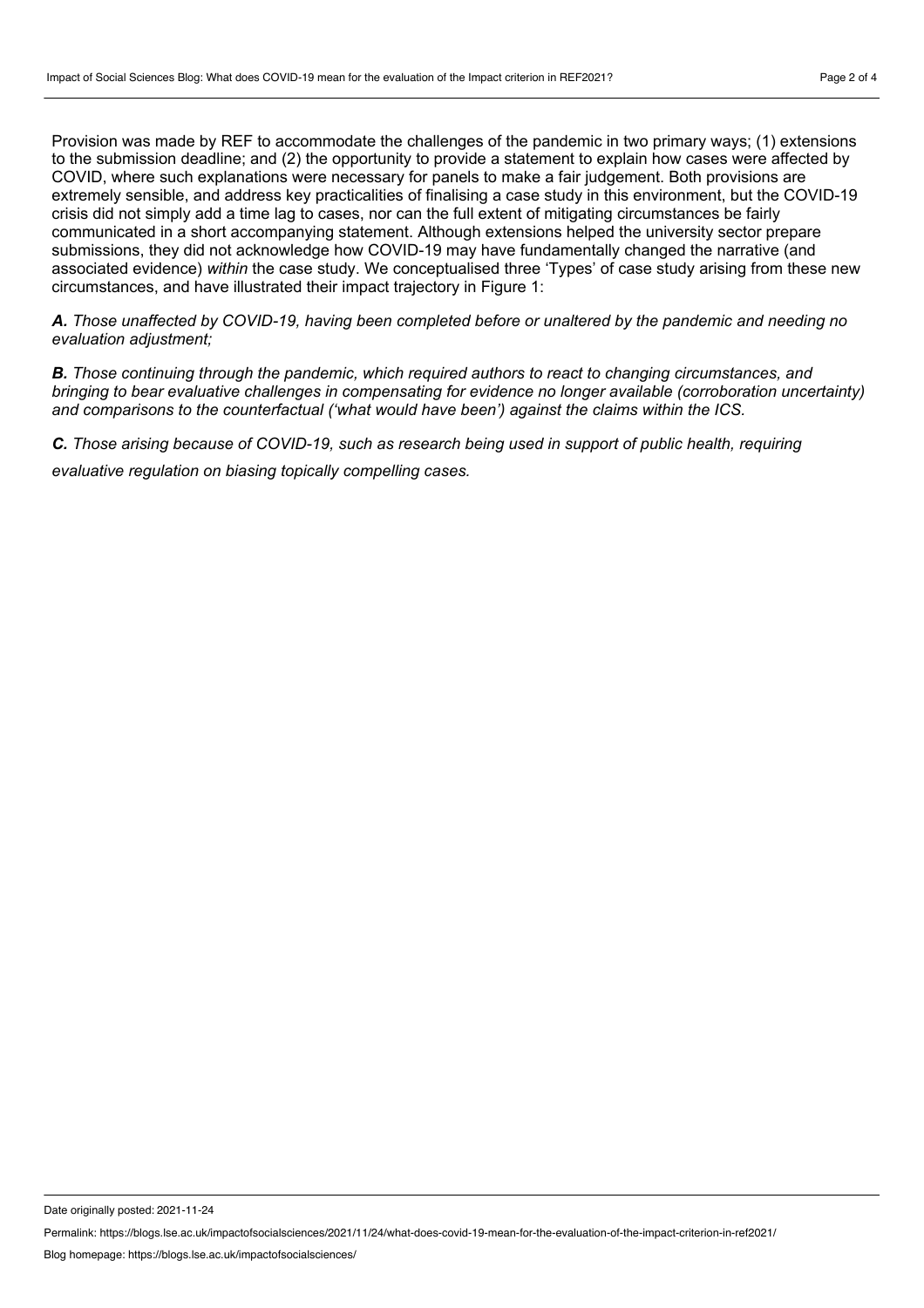Provision was made by REF to accommodate the challenges of the pandemic in two primary ways; (1) extensions to the submission deadline; and (2) the opportunity to provide a statement to explain how cases were affected by COVID, where such explanations were necessary for panels to make a fair judgement. Both provisions are extremely sensible, and address key practicalities of finalising a case study in this environment, but the COVID-19 crisis did not simply add a time lag to cases, nor can the full extent of mitigating circumstances be fairly communicated in a short accompanying statement. Although extensions helped the university sector prepare submissions, they did not acknowledge how COVID-19 may have fundamentally changed the narrative (and associated evidence) *within* the case study. We conceptualised three 'Types' of case study arising from these new circumstances, and have illustrated their impact trajectory in Figure 1:

***A.*** *Those unaffected by COVID-19, having been completed before or unaltered by the pandemic and needing no evaluation adjustment;*

***B.*** *Those continuing through the pandemic, which required authors to react to changing circumstances, and bringing to bear evaluative challenges in compensating for evidence no longer available (corroboration uncertainty) and comparisons to the counterfactual ('what would have been') against the claims within the ICS.*

***C.*** *Those arising because of COVID-19, such as research being used in support of public health, requiring evaluative regulation on biasing topically compelling cases.*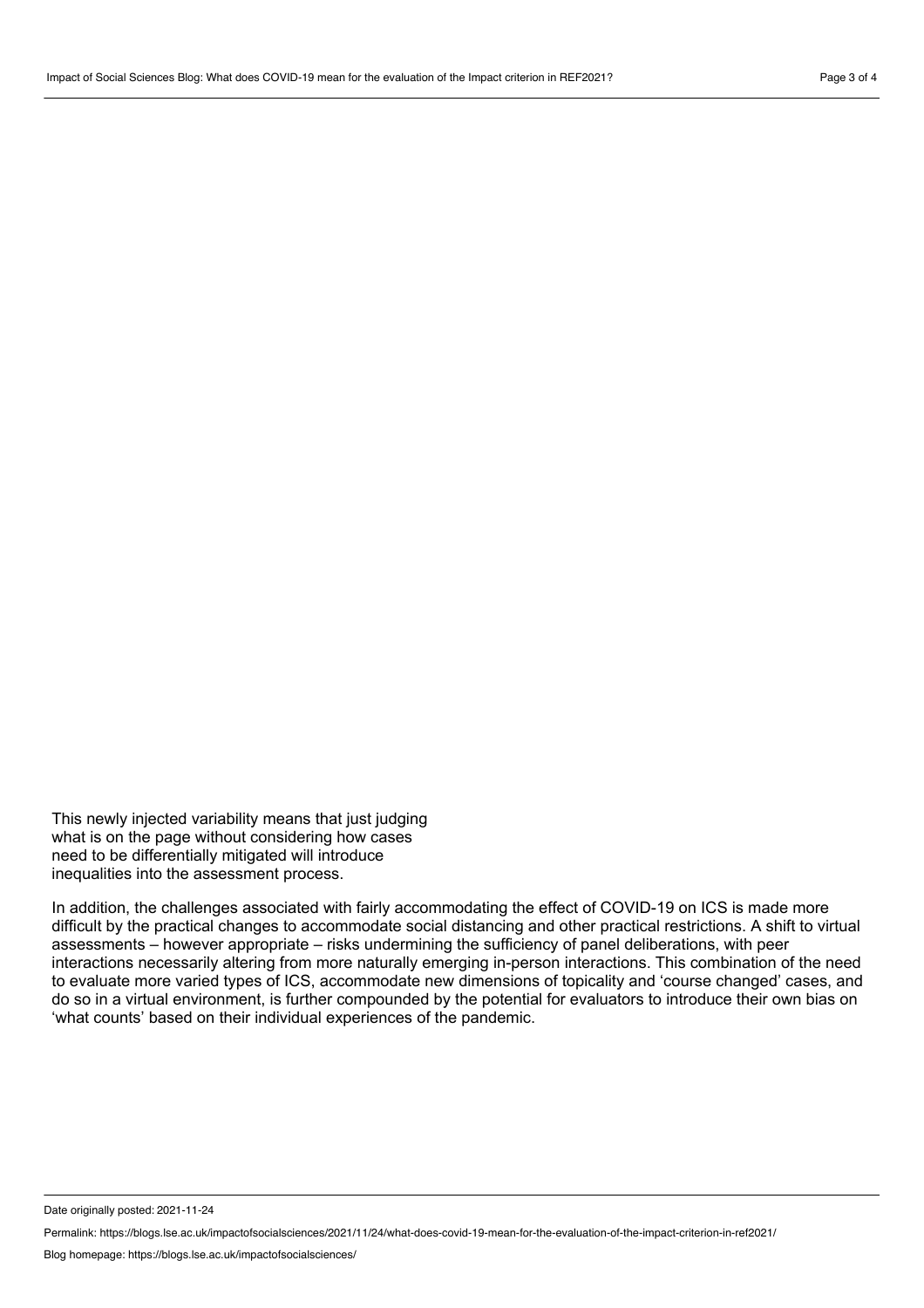This newly injected variability means that just judging what is on the page without considering how cases need to be differentially mitigated will introduce inequalities into the assessment process.

In addition, the challenges associated with fairly accommodating the effect of COVID-19 on ICS is made more difficult by the practical changes to accommodate social distancing and other practical restrictions. A shift to virtual assessments – however appropriate – risks undermining the sufficiency of panel deliberations, with peer interactions necessarily altering from more naturally emerging in-person interactions. This combination of the need to evaluate more varied types of ICS, accommodate new dimensions of topicality and 'course changed' cases, and do so in a virtual environment, is further compounded by the potential for evaluators to introduce their own bias on 'what counts' based on their individual experiences of the pandemic.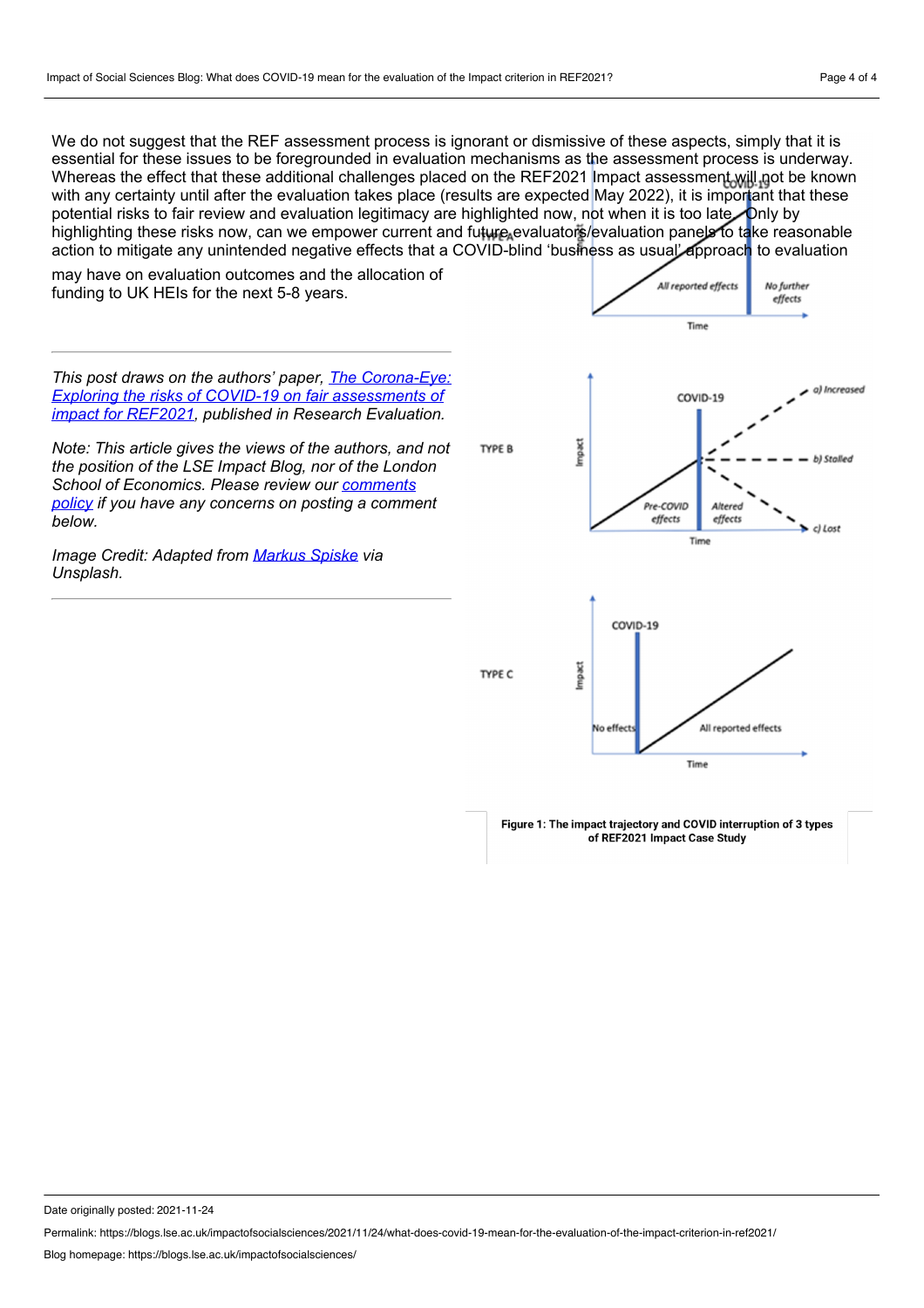We do not suggest that the REF assessment process is ignorant or dismissive of these aspects, simply that it is essential for these issues to be foregrounded in evaluation mechanisms as the assessment process is underway. Whereas the effect that these additional challenges placed on the REF2021 Impact assessment will not be known with any certainty until after the evaluation takes place (results are expected May 2022), it is important that these potential risks to fair review and evaluation legitimacy are highlighted now, not when it is too late. Only by highlighting these risks now, can we empower current and future evaluators/evaluation panels to take reasonable action to mitigate any unintended negative effects that a COVID-blind 'business as usual' approach to evaluation may have on evaluation outcomes and the allocation of funding to UK HEIs for the next 5-8 years.

TYPE A

COVID-19

Impact

All reported effects

No further effects

Time

TYPE B

COVID-19

Impact

Pre-COVID effects

Altered effects

a) Increased

b) Stalled

c) Lost

Time

TYPE C

COVID-19

Impact

No effects

All reported effects

Time

**Figure 1: The impact trajectory and COVID interruption of 3 types of REF2021 Impact Case Study**

---

*This post draws on the authors' paper, [The Corona-Eye: Exploring the risks of COVID-19 on fair assessments of impact for REF2021](), published in Research Evaluation.*

*Note: This article gives the views of the authors, and not the position of the LSE Impact Blog, nor of the London School of Economics. Please review our [comments policy]() if you have any concerns on posting a comment below.*

*Image Credit: Adapted from [Markus Spiske]() via Unsplash.*

---

Date originally posted: 2021-11-24

Permalink: https://blogs.lse.ac.uk/impactofsocialsciences/2021/11/24/what-does-covid-19-mean-for-the-evaluation-of-the-impact-criterion-in-ref2021/

Blog homepage: https://blogs.lse.ac.uk/impactofsocialsciences/